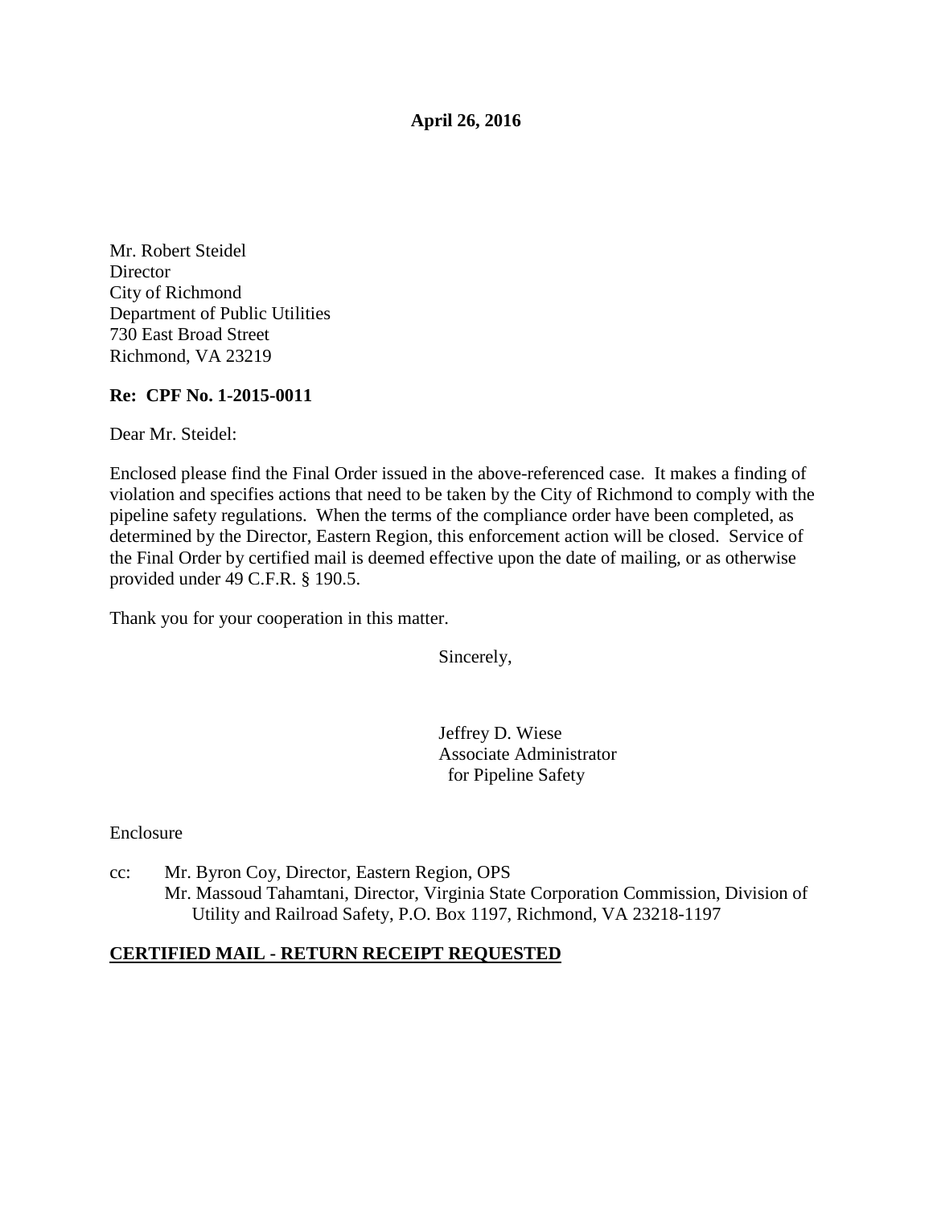**April 26, 2016**

Mr. Robert Steidel  
Director  
City of Richmond  
Department of Public Utilities  
730 East Broad Street  
Richmond, VA 23219

**Re: CPF No. 1-2015-0011**

Dear Mr. Steidel:

Enclosed please find the Final Order issued in the above-referenced case. It makes a finding of violation and specifies actions that need to be taken by the City of Richmond to comply with the pipeline safety regulations. When the terms of the compliance order have been completed, as determined by the Director, Eastern Region, this enforcement action will be closed. Service of the Final Order by certified mail is deemed effective upon the date of mailing, or as otherwise provided under 49 C.F.R. § 190.5.

Thank you for your cooperation in this matter.

Sincerely,

Jeffrey D. Wiese  
Associate Administrator  
for Pipeline Safety

Enclosure

cc: Mr. Byron Coy, Director, Eastern Region, OPS  
Mr. Massoud Tahamtani, Director, Virginia State Corporation Commission, Division of Utility and Railroad Safety, P.O. Box 1197, Richmond, VA 23218-1197

**CERTIFIED MAIL - RETURN RECEIPT REQUESTED**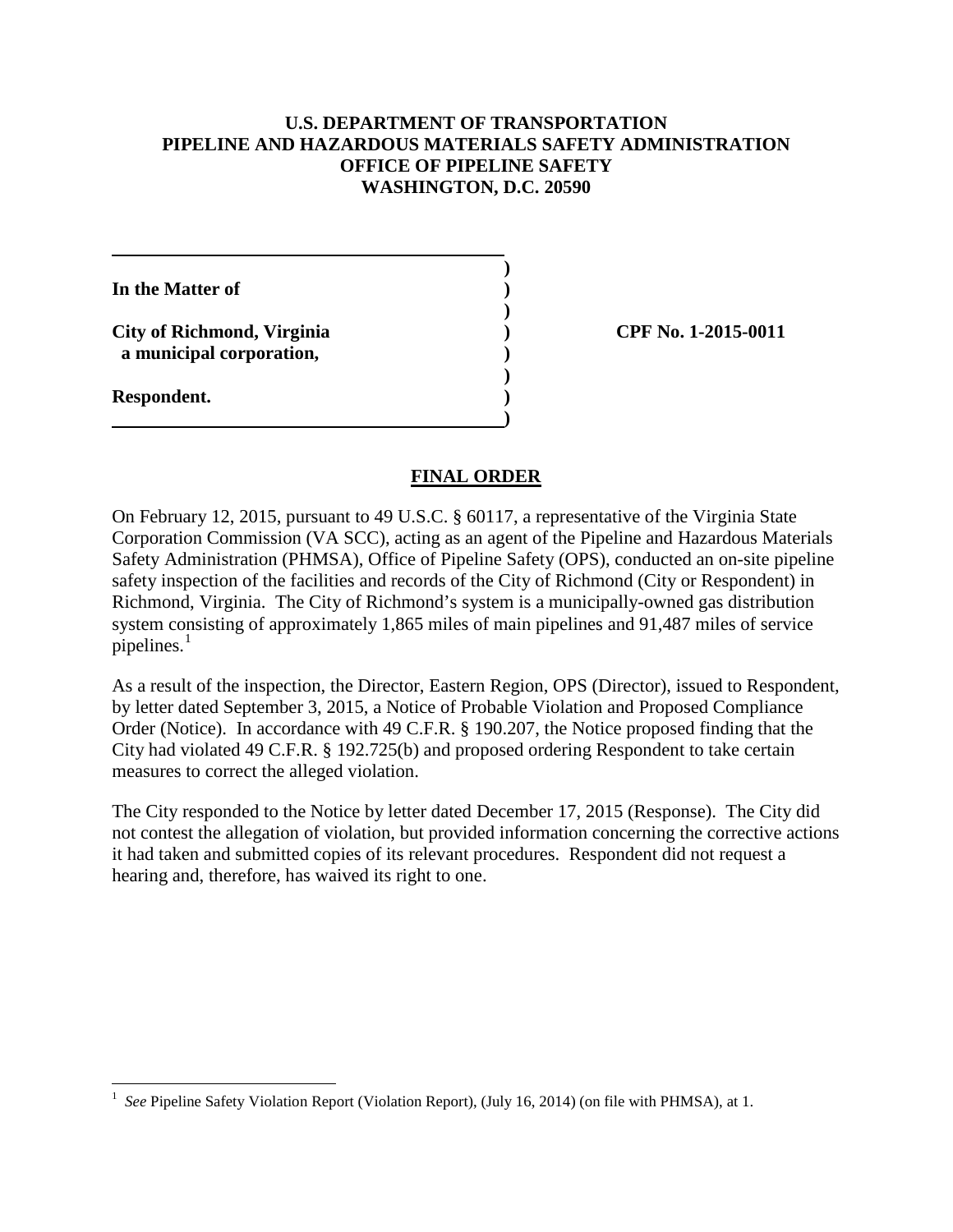**U.S. DEPARTMENT OF TRANSPORTATION**
**PIPELINE AND HAZARDOUS MATERIALS SAFETY ADMINISTRATION**
**OFFICE OF PIPELINE SAFETY**
**WASHINGTON, D.C. 20590**

| | | |
|---|---|---|
| **In the Matter of** | ) | |
| | ) | |
| **City of Richmond, Virginia** | ) | **CPF No. 1-2015-0011** |
| **a municipal corporation,** | ) | |
| | ) | |
| **Respondent.** | ) | |

## FINAL ORDER

On February 12, 2015, pursuant to 49 U.S.C. § 60117, a representative of the Virginia State Corporation Commission (VA SCC), acting as an agent of the Pipeline and Hazardous Materials Safety Administration (PHMSA), Office of Pipeline Safety (OPS), conducted an on-site pipeline safety inspection of the facilities and records of the City of Richmond (City or Respondent) in Richmond, Virginia. The City of Richmond's system is a municipally-owned gas distribution system consisting of approximately 1,865 miles of main pipelines and 91,487 miles of service pipelines.[1]

As a result of the inspection, the Director, Eastern Region, OPS (Director), issued to Respondent, by letter dated September 3, 2015, a Notice of Probable Violation and Proposed Compliance Order (Notice). In accordance with 49 C.F.R. § 190.207, the Notice proposed finding that the City had violated 49 C.F.R. § 192.725(b) and proposed ordering Respondent to take certain measures to correct the alleged violation.

The City responded to the Notice by letter dated December 17, 2015 (Response). The City did not contest the allegation of violation, but provided information concerning the corrective actions it had taken and submitted copies of its relevant procedures. Respondent did not request a hearing and, therefore, has waived its right to one.

[1] *See* Pipeline Safety Violation Report (Violation Report), (July 16, 2014) (on file with PHMSA), at 1.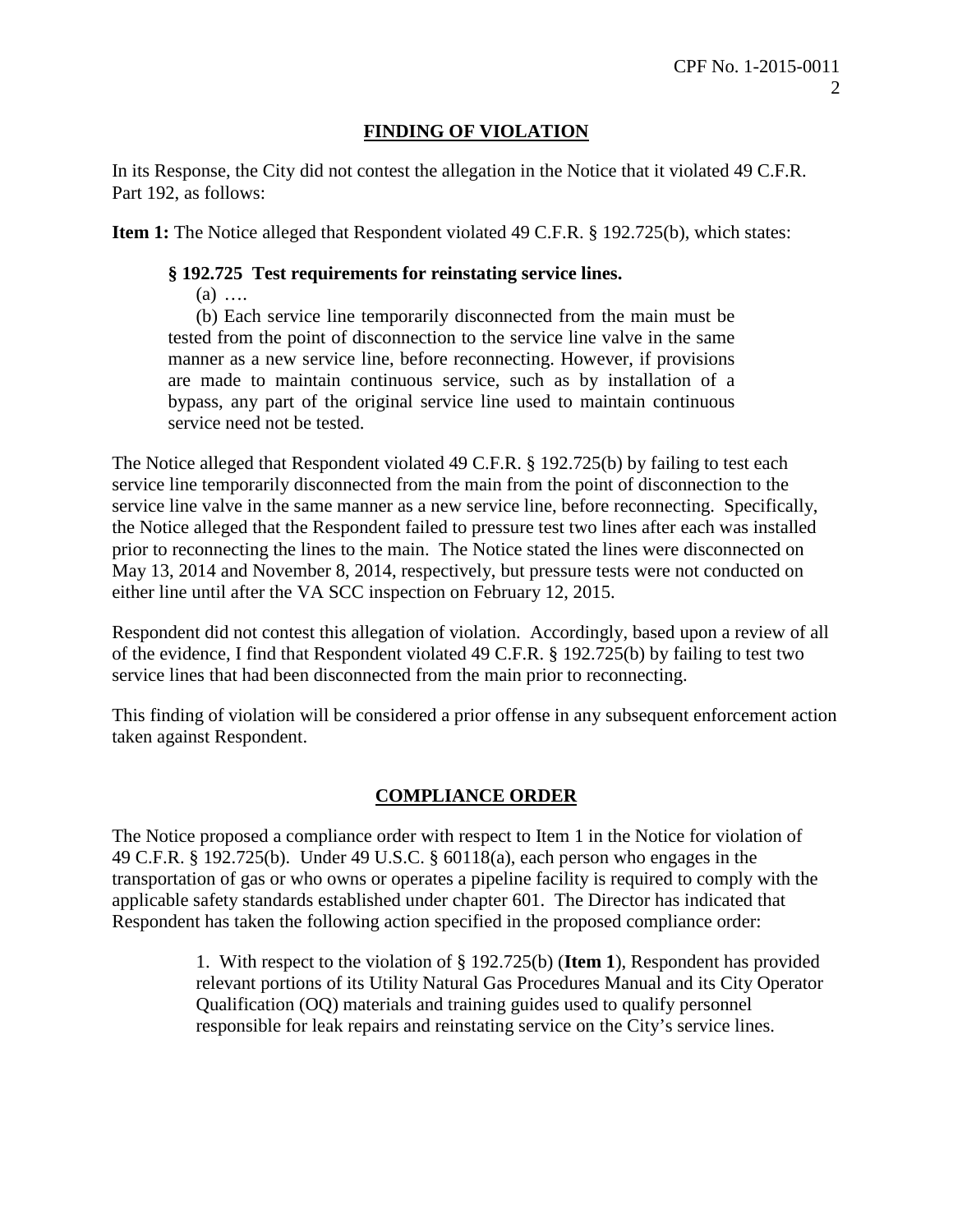## FINDING OF VIOLATION

In its Response, the City did not contest the allegation in the Notice that it violated 49 C.F.R. Part 192, as follows:

**Item 1:** The Notice alleged that Respondent violated 49 C.F.R. § 192.725(b), which states:

> **§ 192.725 Test requirements for reinstating service lines.**
>
> (a) ….
>
> (b) Each service line temporarily disconnected from the main must be tested from the point of disconnection to the service line valve in the same manner as a new service line, before reconnecting. However, if provisions are made to maintain continuous service, such as by installation of a bypass, any part of the original service line used to maintain continuous service need not be tested.

The Notice alleged that Respondent violated 49 C.F.R. § 192.725(b) by failing to test each service line temporarily disconnected from the main from the point of disconnection to the service line valve in the same manner as a new service line, before reconnecting. Specifically, the Notice alleged that the Respondent failed to pressure test two lines after each was installed prior to reconnecting the lines to the main. The Notice stated the lines were disconnected on May 13, 2014 and November 8, 2014, respectively, but pressure tests were not conducted on either line until after the VA SCC inspection on February 12, 2015.

Respondent did not contest this allegation of violation. Accordingly, based upon a review of all of the evidence, I find that Respondent violated 49 C.F.R. § 192.725(b) by failing to test two service lines that had been disconnected from the main prior to reconnecting.

This finding of violation will be considered a prior offense in any subsequent enforcement action taken against Respondent.

## COMPLIANCE ORDER

The Notice proposed a compliance order with respect to Item 1 in the Notice for violation of 49 C.F.R. § 192.725(b). Under 49 U.S.C. § 60118(a), each person who engages in the transportation of gas or who owns or operates a pipeline facility is required to comply with the applicable safety standards established under chapter 601. The Director has indicated that Respondent has taken the following action specified in the proposed compliance order:

> 1. With respect to the violation of § 192.725(b) (**Item 1**), Respondent has provided relevant portions of its Utility Natural Gas Procedures Manual and its City Operator Qualification (OQ) materials and training guides used to qualify personnel responsible for leak repairs and reinstating service on the City's service lines.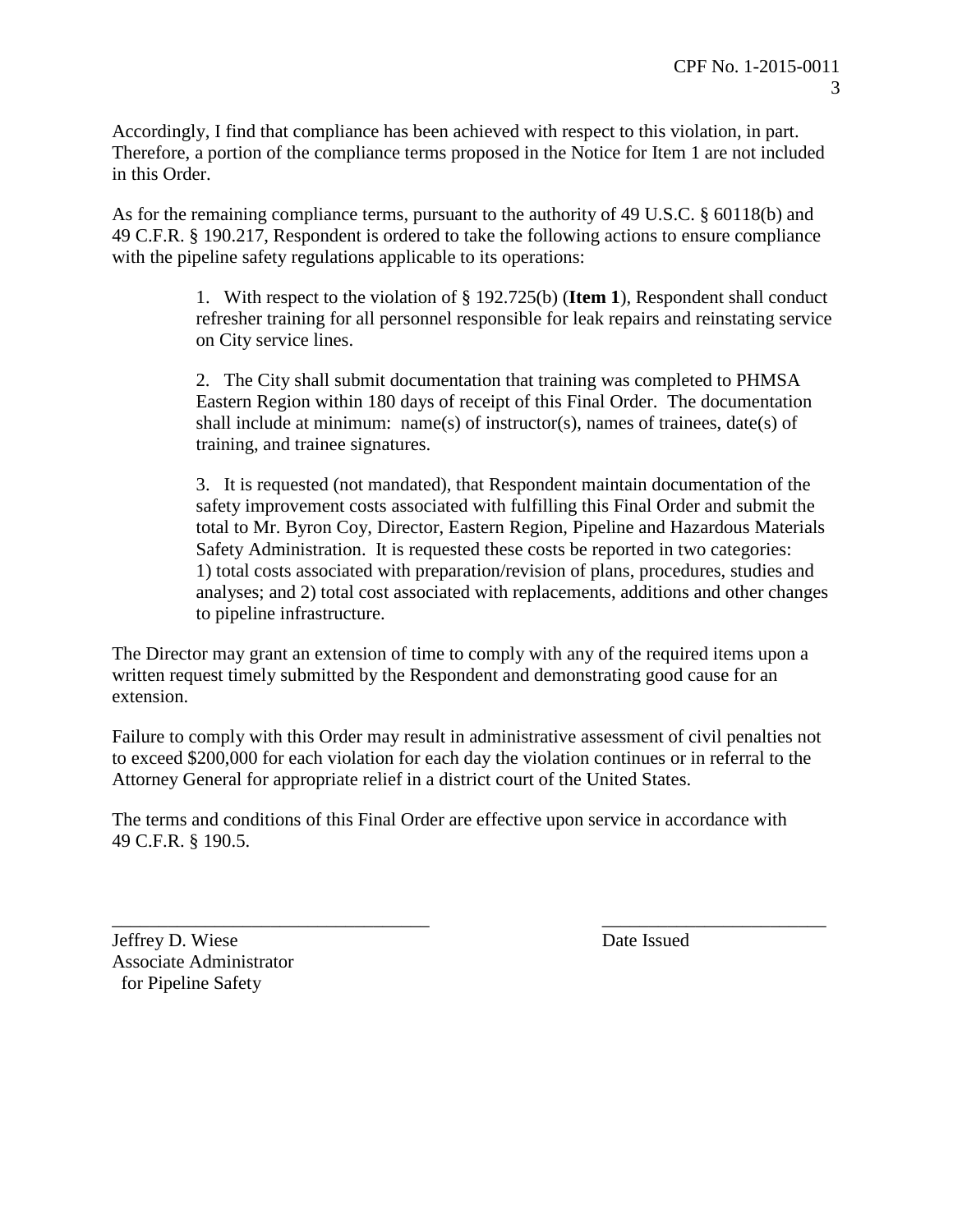Accordingly, I find that compliance has been achieved with respect to this violation, in part. Therefore, a portion of the compliance terms proposed in the Notice for Item 1 are not included in this Order.

As for the remaining compliance terms, pursuant to the authority of 49 U.S.C. § 60118(b) and 49 C.F.R. § 190.217, Respondent is ordered to take the following actions to ensure compliance with the pipeline safety regulations applicable to its operations:

1. With respect to the violation of § 192.725(b) (**Item 1**), Respondent shall conduct refresher training for all personnel responsible for leak repairs and reinstating service on City service lines.

2. The City shall submit documentation that training was completed to PHMSA Eastern Region within 180 days of receipt of this Final Order. The documentation shall include at minimum: name(s) of instructor(s), names of trainees, date(s) of training, and trainee signatures.

3. It is requested (not mandated), that Respondent maintain documentation of the safety improvement costs associated with fulfilling this Final Order and submit the total to Mr. Byron Coy, Director, Eastern Region, Pipeline and Hazardous Materials Safety Administration. It is requested these costs be reported in two categories: 1) total costs associated with preparation/revision of plans, procedures, studies and analyses; and 2) total cost associated with replacements, additions and other changes to pipeline infrastructure.

The Director may grant an extension of time to comply with any of the required items upon a written request timely submitted by the Respondent and demonstrating good cause for an extension.

Failure to comply with this Order may result in administrative assessment of civil penalties not to exceed $200,000 for each violation for each day the violation continues or in referral to the Attorney General for appropriate relief in a district court of the United States.

The terms and conditions of this Final Order are effective upon service in accordance with 49 C.F.R. § 190.5.

___________________________________ ________________________

Jeffrey D. Wiese
Associate Administrator
for Pipeline Safety

Date Issued